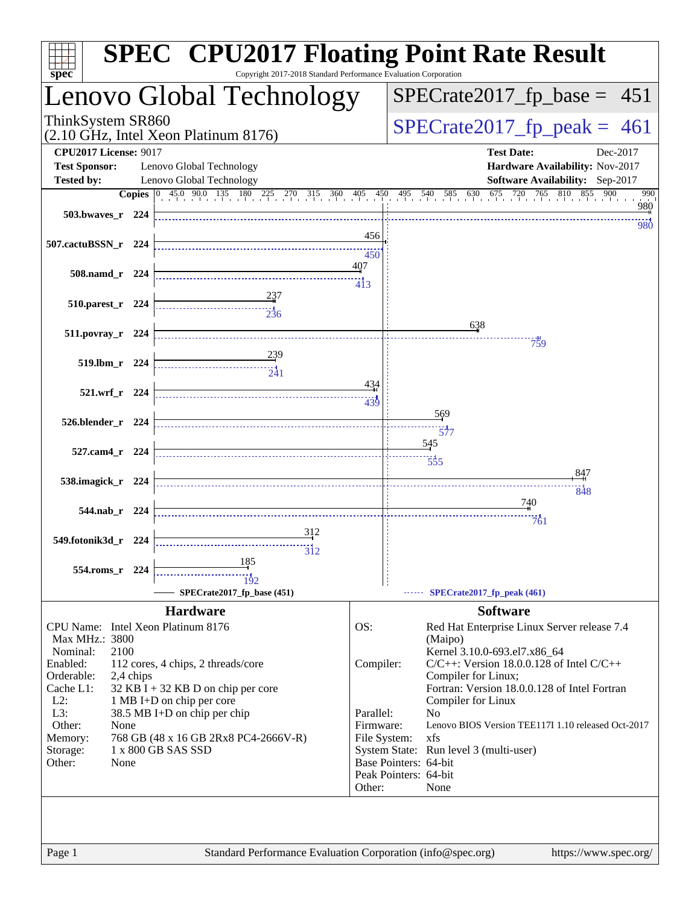# SPEC CPU2017 Floating Point Rate Result

Copyright 2017-2018 Standard Performance Evaluation Corporation

## Lenovo Global Technology

ThinkSystem SR860
(2.10 GHz, Intel Xeon Platinum 8176)

SPECrate2017_fp_base = 451

SPECrate2017_fp_peak = 461

**CPU2017 License:** 9017
**Test Sponsor:** Lenovo Global Technology
**Tested by:** Lenovo Global Technology

**Test Date:** Dec-2017
**Hardware Availability:** Nov-2017
**Software Availability:** Sep-2017

| Benchmark | Copies | Base | Peak |
|---|---|---|---|
| 503.bwaves_r | 224 | 980 | 980 |
| 507.cactuBSSN_r | 224 | 456 | 450 |
| 508.namd_r | 224 | 407 | 413 |
| 510.parest_r | 224 | 237 | 236 |
| 511.povray_r | 224 | 638 | 759 |
| 519.lbm_r | 224 | 239 | 241 |
| 521.wrf_r | 224 | 434 | 439 |
| 526.blender_r | 224 | 569 | 577 |
| 527.cam4_r | 224 | 545 | 555 |
| 538.imagick_r | 224 | 847 | 848 |
| 544.nab_r | 224 | 740 | 761 |
| 549.fotonik3d_r | 224 | 312 | 312 |
| 554.roms_r | 224 | 185 | 192 |

SPECrate2017_fp_base (451) — SPECrate2017_fp_peak (461)

### Hardware

| | |
|---|---|
| CPU Name: | Intel Xeon Platinum 8176 |
| Max MHz.: | 3800 |
| Nominal: | 2100 |
| Enabled: | 112 cores, 4 chips, 2 threads/core |
| Orderable: | 2,4 chips |
| Cache L1: | 32 KB I + 32 KB D on chip per core |
| L2: | 1 MB I+D on chip per core |
| L3: | 38.5 MB I+D on chip per chip |
| Other: | None |
| Memory: | 768 GB (48 x 16 GB 2Rx8 PC4-2666V-R) |
| Storage: | 1 x 800 GB SAS SSD |
| Other: | None |

### Software

| | |
|---|---|
| OS: | Red Hat Enterprise Linux Server release 7.4 (Maipo) Kernel 3.10.0-693.el7.x86_64 |
| Compiler: | C/C++: Version 18.0.0.128 of Intel C/C++ Compiler for Linux; Fortran: Version 18.0.0.128 of Intel Fortran Compiler for Linux |
| Parallel: | No |
| Firmware: | Lenovo BIOS Version TEE117I 1.10 released Oct-2017 |
| File System: | xfs |
| System State: | Run level 3 (multi-user) |
| Base Pointers: | 64-bit |
| Peak Pointers: | 64-bit |
| Other: | None |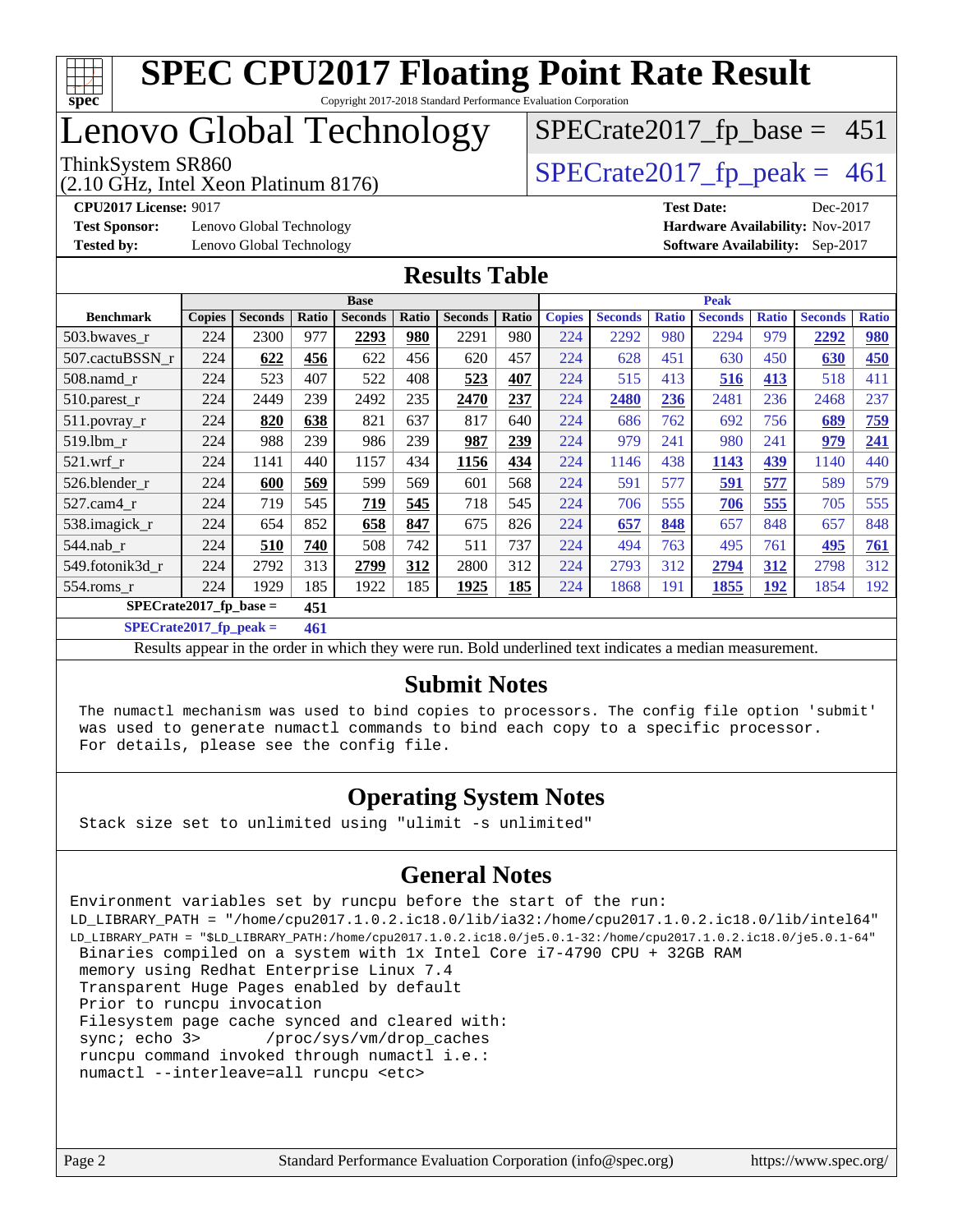# SPEC CPU2017 Floating Point Rate Result

Copyright 2017-2018 Standard Performance Evaluation Corporation

# Lenovo Global Technology

ThinkSystem SR860
(2.10 GHz, Intel Xeon Platinum 8176)

SPECrate2017_fp_base = 451

SPECrate2017_fp_peak = 461

**CPU2017 License:** 9017
**Test Sponsor:** Lenovo Global Technology
**Tested by:** Lenovo Global Technology

**Test Date:** Dec-2017
**Hardware Availability:** Nov-2017
**Software Availability:** Sep-2017

## Results Table

| Benchmark | Base | | | | | | | Peak | | | | | | |
|---|---|---|---|---|---|---|---|---|---|---|---|---|---|---|
| | Copies | Seconds | Ratio | Seconds | Ratio | Seconds | Ratio | Copies | Seconds | Ratio | Seconds | Ratio | Seconds | Ratio |
| 503.bwaves_r | 224 | 2300 | 977 | **2293** | **980** | 2291 | 980 | 224 | 2292 | 980 | 2294 | 979 | **2292** | **980** |
| 507.cactuBSSN_r | 224 | **622** | **456** | 622 | 456 | 620 | 457 | 224 | 628 | 451 | 630 | 450 | **630** | **450** |
| 508.namd_r | 224 | 523 | 407 | 522 | 408 | **523** | **407** | 224 | 515 | 413 | **516** | **413** | 518 | 411 |
| 510.parest_r | 224 | 2449 | 239 | 2492 | 235 | **2470** | **237** | 224 | **2480** | **236** | 2481 | 236 | 2468 | 237 |
| 511.povray_r | 224 | **820** | **638** | 821 | 637 | 817 | 640 | 224 | 686 | 762 | 692 | 756 | **689** | **759** |
| 519.lbm_r | 224 | 988 | 239 | 986 | 239 | **987** | **239** | 224 | 979 | 241 | 980 | 241 | **979** | **241** |
| 521.wrf_r | 224 | 1141 | 440 | 1157 | 434 | **1156** | **434** | 224 | 1146 | 438 | **1143** | **439** | 1140 | 440 |
| 526.blender_r | 224 | **600** | **569** | 599 | 569 | 601 | 568 | 224 | 591 | 577 | **591** | **577** | 589 | 579 |
| 527.cam4_r | 224 | 719 | 545 | **719** | **545** | 718 | 545 | 224 | 706 | 555 | **706** | **555** | 705 | 555 |
| 538.imagick_r | 224 | 654 | 852 | **658** | **847** | 675 | 826 | 224 | **657** | **848** | 657 | 848 | 657 | 848 |
| 544.nab_r | 224 | **510** | **740** | 508 | 742 | 511 | 737 | 224 | 494 | 763 | 495 | 761 | **495** | **761** |
| 549.fotonik3d_r | 224 | 2792 | 313 | **2799** | **312** | 2800 | 312 | 224 | 2793 | 312 | **2794** | **312** | 2798 | 312 |
| 554.roms_r | 224 | 1929 | 185 | 1922 | 185 | **1925** | **185** | 224 | 1868 | 191 | **1855** | **192** | 1854 | 192 |

**SPECrate2017_fp_base = 451**

**SPECrate2017_fp_peak = 461**

Results appear in the order in which they were run. Bold underlined text indicates a median measurement.

## Submit Notes

```
The numactl mechanism was used to bind copies to processors. The config file option 'submit'
was used to generate numactl commands to bind each copy to a specific processor.
For details, please see the config file.
```

## Operating System Notes

```
Stack size set to unlimited using "ulimit -s unlimited"
```

## General Notes

```
Environment variables set by runcpu before the start of the run:
LD_LIBRARY_PATH = "/home/cpu2017.1.0.2.ic18.0/lib/ia32:/home/cpu2017.1.0.2.ic18.0/lib/intel64"
LD_LIBRARY_PATH = "$LD_LIBRARY_PATH:/home/cpu2017.1.0.2.ic18.0/je5.0.1-32:/home/cpu2017.1.0.2.ic18.0/je5.0.1-64"
 Binaries compiled on a system with 1x Intel Core i7-4790 CPU + 32GB RAM
 memory using Redhat Enterprise Linux 7.4
 Transparent Huge Pages enabled by default
 Prior to runcpu invocation
 Filesystem page cache synced and cleared with:
 sync; echo 3>       /proc/sys/vm/drop_caches
 runcpu command invoked through numactl i.e.:
 numactl --interleave=all runcpu <etc>
```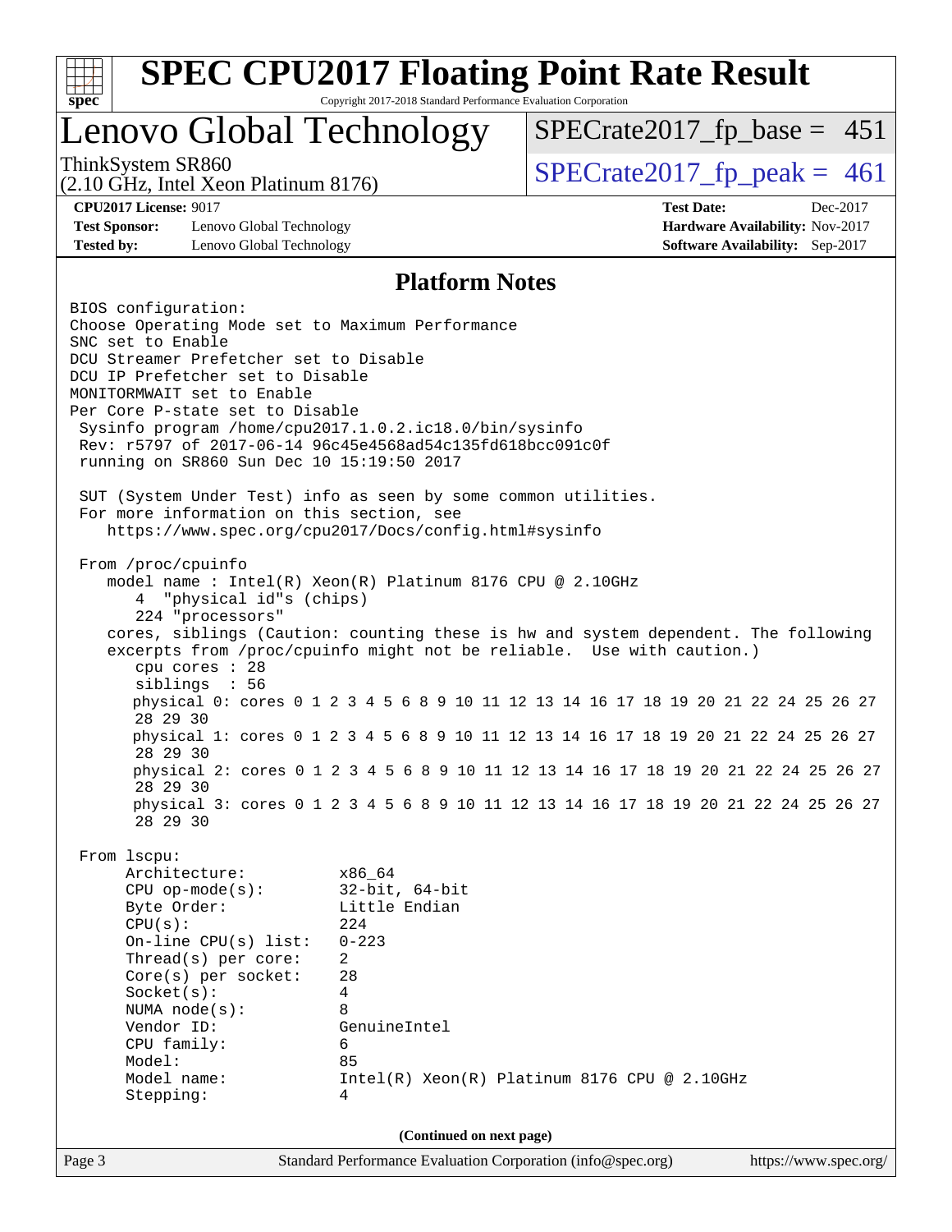# SPEC CPU2017 Floating Point Rate Result

Copyright 2017-2018 Standard Performance Evaluation Corporation

## Lenovo Global Technology

ThinkSystem SR860
(2.10 GHz, Intel Xeon Platinum 8176)

SPECrate2017_fp_base = 451

SPECrate2017_fp_peak = 461

**CPU2017 License:** 9017
**Test Sponsor:** Lenovo Global Technology
**Tested by:** Lenovo Global Technology

**Test Date:** Dec-2017
**Hardware Availability:** Nov-2017
**Software Availability:** Sep-2017

### Platform Notes

```
BIOS configuration:
Choose Operating Mode set to Maximum Performance
SNC set to Enable
DCU Streamer Prefetcher set to Disable
DCU IP Prefetcher set to Disable
MONITORMWAIT set to Enable
Per Core P-state set to Disable
 Sysinfo program /home/cpu2017.1.0.2.ic18.0/bin/sysinfo
 Rev: r5797 of 2017-06-14 96c45e4568ad54c135fd618bcc091c0f
 running on SR860 Sun Dec 10 15:19:50 2017

 SUT (System Under Test) info as seen by some common utilities.
 For more information on this section, see
    https://www.spec.org/cpu2017/Docs/config.html#sysinfo

 From /proc/cpuinfo
    model name : Intel(R) Xeon(R) Platinum 8176 CPU @ 2.10GHz
       4  "physical id"s (chips)
       224 "processors"
    cores, siblings (Caution: counting these is hw and system dependent. The following
    excerpts from /proc/cpuinfo might not be reliable.  Use with caution.)
       cpu cores : 28
       siblings  : 56
       physical 0: cores 0 1 2 3 4 5 6 8 9 10 11 12 13 14 16 17 18 19 20 21 22 24 25 26 27
       28 29 30
       physical 1: cores 0 1 2 3 4 5 6 8 9 10 11 12 13 14 16 17 18 19 20 21 22 24 25 26 27
       28 29 30
       physical 2: cores 0 1 2 3 4 5 6 8 9 10 11 12 13 14 16 17 18 19 20 21 22 24 25 26 27
       28 29 30
       physical 3: cores 0 1 2 3 4 5 6 8 9 10 11 12 13 14 16 17 18 19 20 21 22 24 25 26 27
       28 29 30

 From lscpu:
      Architecture:          x86_64
      CPU op-mode(s):        32-bit, 64-bit
      Byte Order:            Little Endian
      CPU(s):                224
      On-line CPU(s) list:   0-223
      Thread(s) per core:    2
      Core(s) per socket:    28
      Socket(s):             4
      NUMA node(s):          8
      Vendor ID:             GenuineIntel
      CPU family:            6
      Model:                 85
      Model name:            Intel(R) Xeon(R) Platinum 8176 CPU @ 2.10GHz
      Stepping:              4
```

(Continued on next page)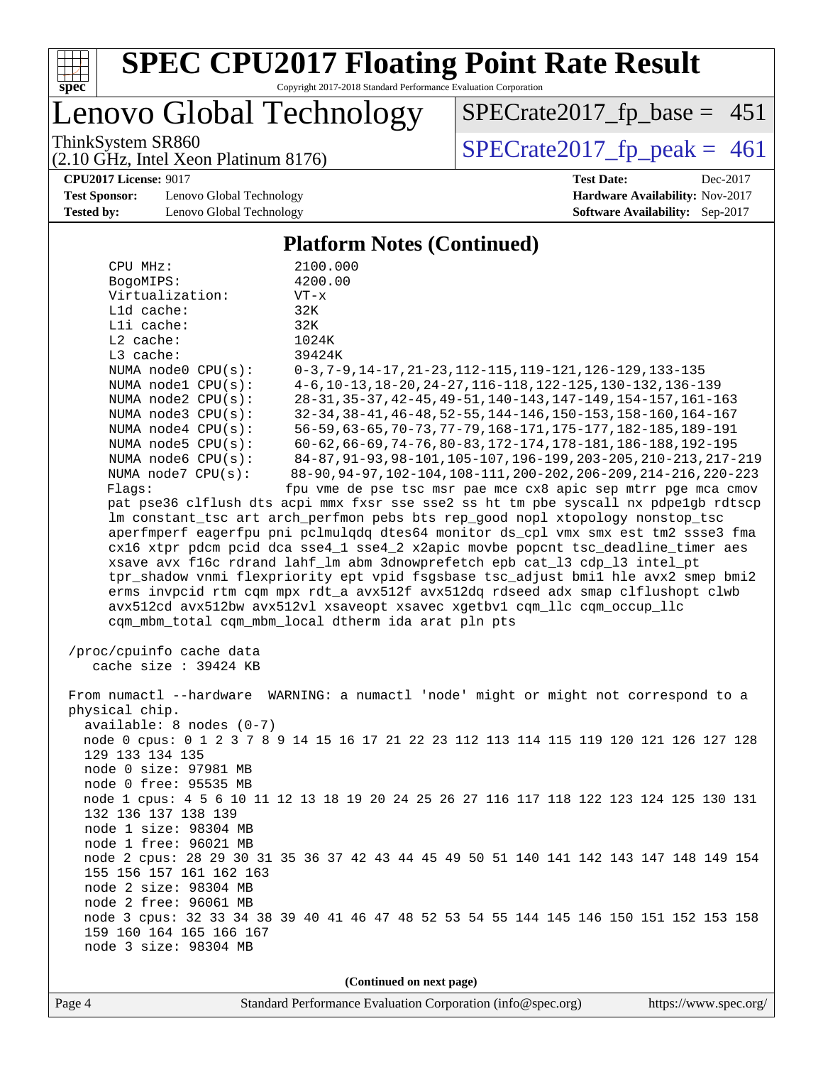## Platform Notes (Continued)

```
     CPU MHz:               2100.000
     BogoMIPS:              4200.00
     Virtualization:        VT-x
     L1d cache:             32K
     L1i cache:             32K
     L2 cache:              1024K
     L3 cache:              39424K
     NUMA node0 CPU(s):     0-3,7-9,14-17,21-23,112-115,119-121,126-129,133-135
     NUMA node1 CPU(s):     4-6,10-13,18-20,24-27,116-118,122-125,130-132,136-139
     NUMA node2 CPU(s):     28-31,35-37,42-45,49-51,140-143,147-149,154-157,161-163
     NUMA node3 CPU(s):     32-34,38-41,46-48,52-55,144-146,150-153,158-160,164-167
     NUMA node4 CPU(s):     56-59,63-65,70-73,77-79,168-171,175-177,182-185,189-191
     NUMA node5 CPU(s):     60-62,66-69,74-76,80-83,172-174,178-181,186-188,192-195
     NUMA node6 CPU(s):     84-87,91-93,98-101,105-107,196-199,203-205,210-213,217-219
     NUMA node7 CPU(s):     88-90,94-97,102-104,108-111,200-202,206-209,214-216,220-223
     Flags:                fpu vme de pse tsc msr pae mce cx8 apic sep mtrr pge mca cmov
     pat pse36 clflush dts acpi mmx fxsr sse sse2 ss ht tm pbe syscall nx pdpe1gb rdtscp
     lm constant_tsc art arch_perfmon pebs bts rep_good nopl xtopology nonstop_tsc
     aperfmperf eagerfpu pni pclmulqdq dtes64 monitor ds_cpl vmx smx est tm2 ssse3 fma
     cx16 xtpr pdcm pcid dca sse4_1 sse4_2 x2apic movbe popcnt tsc_deadline_timer aes
     xsave avx f16c rdrand lahf_lm abm 3dnowprefetch epb cat_l3 cdp_l3 intel_pt
     tpr_shadow vnmi flexpriority ept vpid fsgsbase tsc_adjust bmi1 hle avx2 smep bmi2
     erms invpcid rtm cqm mpx rdt_a avx512f avx512dq rdseed adx smap clflushopt clwb
     avx512cd avx512bw avx512vl xsaveopt xsavec xgetbv1 cqm_llc cqm_occup_llc
     cqm_mbm_total cqm_mbm_local dtherm ida arat pln pts

 /proc/cpuinfo cache data
    cache size : 39424 KB

 From numactl --hardware  WARNING: a numactl 'node' might or might not correspond to a
 physical chip.
   available: 8 nodes (0-7)
   node 0 cpus: 0 1 2 3 7 8 9 14 15 16 17 21 22 23 112 113 114 115 119 120 121 126 127 128
   129 133 134 135
   node 0 size: 97981 MB
   node 0 free: 95535 MB
   node 1 cpus: 4 5 6 10 11 12 13 18 19 20 24 25 26 27 116 117 118 122 123 124 125 130 131
   132 136 137 138 139
   node 1 size: 98304 MB
   node 1 free: 96021 MB
   node 2 cpus: 28 29 30 31 35 36 37 42 43 44 45 49 50 51 140 141 142 143 147 148 149 154
   155 156 157 161 162 163
   node 2 size: 98304 MB
   node 2 free: 96061 MB
   node 3 cpus: 32 33 34 38 39 40 41 46 47 48 52 53 54 55 144 145 146 150 151 152 153 158
   159 160 164 165 166 167
   node 3 size: 98304 MB
```

(Continued on next page)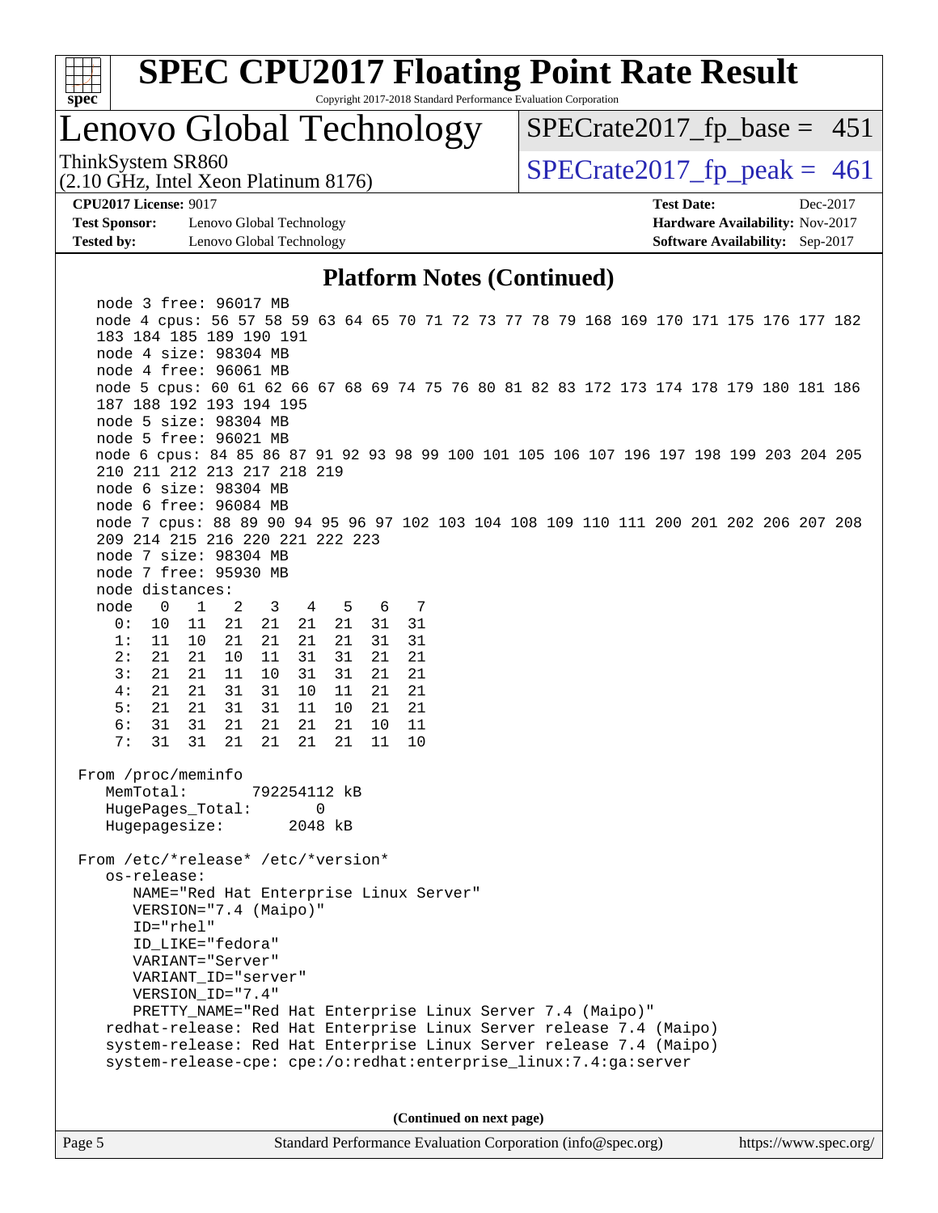## Platform Notes (Continued)

```
   node 3 free: 96017 MB
   node 4 cpus: 56 57 58 59 63 64 65 70 71 72 73 77 78 79 168 169 170 171 175 176 177 182
   183 184 185 189 190 191
   node 4 size: 98304 MB
   node 4 free: 96061 MB
   node 5 cpus: 60 61 62 66 67 68 69 74 75 76 80 81 82 83 172 173 174 178 179 180 181 186
   187 188 192 193 194 195
   node 5 size: 98304 MB
   node 5 free: 96021 MB
   node 6 cpus: 84 85 86 87 91 92 93 98 99 100 101 105 106 107 196 197 198 199 203 204 205
   210 211 212 213 217 218 219
   node 6 size: 98304 MB
   node 6 free: 96084 MB
   node 7 cpus: 88 89 90 94 95 96 97 102 103 104 108 109 110 111 200 201 202 206 207 208
   209 214 215 216 220 221 222 223
   node 7 size: 98304 MB
   node 7 free: 95930 MB
   node distances:
   node   0   1   2   3   4   5   6   7
     0:  10  11  21  21  21  21  31  31
     1:  11  10  21  21  21  21  31  31
     2:  21  21  10  11  31  31  21  21
     3:  21  21  11  10  31  31  21  21
     4:  21  21  31  31  10  11  21  21
     5:  21  21  31  31  11  10  21  21
     6:  31  31  21  21  21  21  10  11
     7:  31  31  21  21  21  21  11  10

 From /proc/meminfo
    MemTotal:       792254112 kB
    HugePages_Total:       0
    Hugepagesize:       2048 kB

 From /etc/*release* /etc/*version*
    os-release:
       NAME="Red Hat Enterprise Linux Server"
       VERSION="7.4 (Maipo)"
       ID="rhel"
       ID_LIKE="fedora"
       VARIANT="Server"
       VARIANT_ID="server"
       VERSION_ID="7.4"
       PRETTY_NAME="Red Hat Enterprise Linux Server 7.4 (Maipo)"
    redhat-release: Red Hat Enterprise Linux Server release 7.4 (Maipo)
    system-release: Red Hat Enterprise Linux Server release 7.4 (Maipo)
    system-release-cpe: cpe:/o:redhat:enterprise_linux:7.4:ga:server
```

**(Continued on next page)**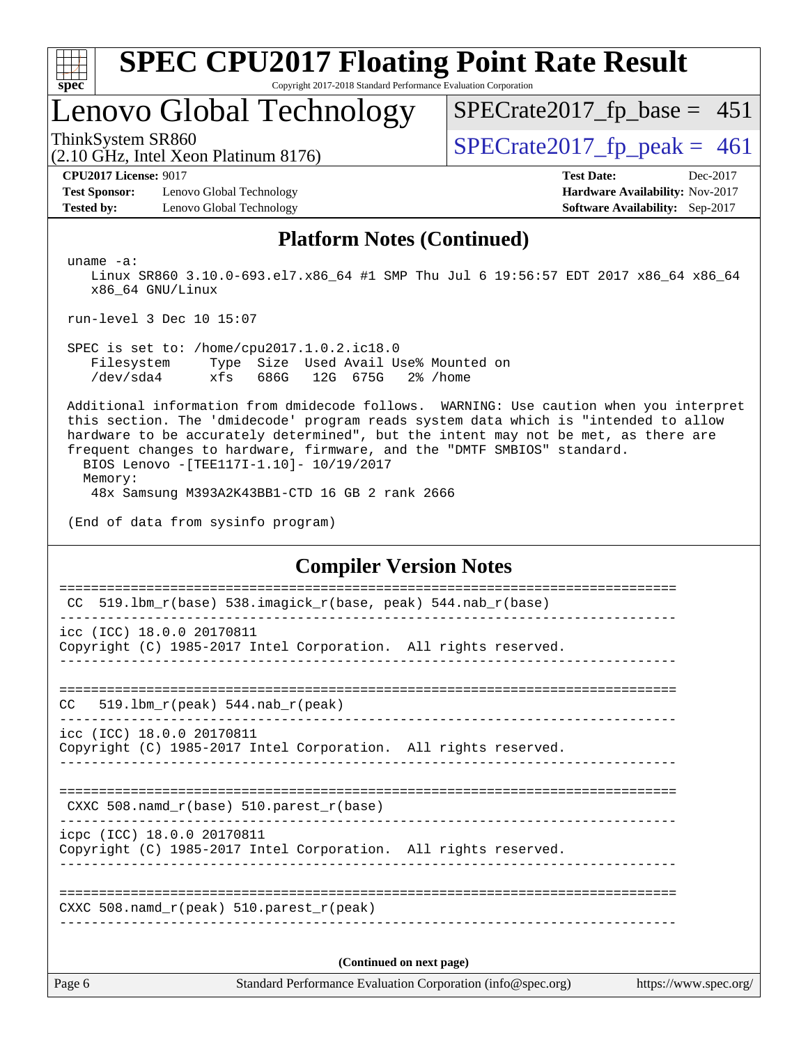## Platform Notes (Continued)

```
uname -a:
   Linux SR860 3.10.0-693.el7.x86_64 #1 SMP Thu Jul 6 19:56:57 EDT 2017 x86_64 x86_64
   x86_64 GNU/Linux

run-level 3 Dec 10 15:07

SPEC is set to: /home/cpu2017.1.0.2.ic18.0
   Filesystem     Type  Size  Used Avail Use% Mounted on
   /dev/sda4      xfs   686G   12G  675G   2% /home

Additional information from dmidecode follows.  WARNING: Use caution when you interpret
this section. The 'dmidecode' program reads system data which is "intended to allow
hardware to be accurately determined", but the intent may not be met, as there are
frequent changes to hardware, firmware, and the "DMTF SMBIOS" standard.
  BIOS Lenovo -[TEE117I-1.10]- 10/19/2017
  Memory:
   48x Samsung M393A2K43BB1-CTD 16 GB 2 rank 2666

(End of data from sysinfo program)
```

## Compiler Version Notes

```
==============================================================================
 CC  519.lbm_r(base) 538.imagick_r(base, peak) 544.nab_r(base)
------------------------------------------------------------------------------
icc (ICC) 18.0.0 20170811
Copyright (C) 1985-2017 Intel Corporation.  All rights reserved.
------------------------------------------------------------------------------

==============================================================================
CC   519.lbm_r(peak) 544.nab_r(peak)
------------------------------------------------------------------------------
icc (ICC) 18.0.0 20170811
Copyright (C) 1985-2017 Intel Corporation.  All rights reserved.
------------------------------------------------------------------------------

==============================================================================
 CXXC 508.namd_r(base) 510.parest_r(base)
------------------------------------------------------------------------------
icpc (ICC) 18.0.0 20170811
Copyright (C) 1985-2017 Intel Corporation.  All rights reserved.
------------------------------------------------------------------------------

==============================================================================
CXXC 508.namd_r(peak) 510.parest_r(peak)
------------------------------------------------------------------------------
```

**(Continued on next page)**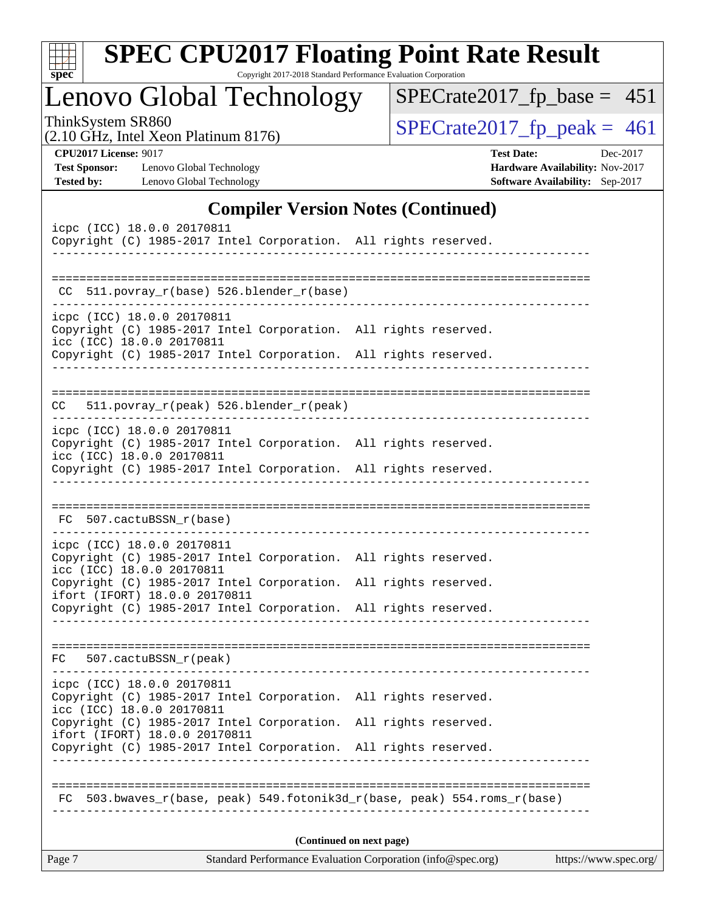## Compiler Version Notes (Continued)

```
icpc (ICC) 18.0.0 20170811
Copyright (C) 1985-2017 Intel Corporation.  All rights reserved.
------------------------------------------------------------------------------

==============================================================================
 CC  511.povray_r(base) 526.blender_r(base)
------------------------------------------------------------------------------
icpc (ICC) 18.0.0 20170811
Copyright (C) 1985-2017 Intel Corporation.  All rights reserved.
icc (ICC) 18.0.0 20170811
Copyright (C) 1985-2017 Intel Corporation.  All rights reserved.
------------------------------------------------------------------------------

==============================================================================
 CC   511.povray_r(peak) 526.blender_r(peak)
------------------------------------------------------------------------------
icpc (ICC) 18.0.0 20170811
Copyright (C) 1985-2017 Intel Corporation.  All rights reserved.
icc (ICC) 18.0.0 20170811
Copyright (C) 1985-2017 Intel Corporation.  All rights reserved.
------------------------------------------------------------------------------

==============================================================================
 FC  507.cactuBSSN_r(base)
------------------------------------------------------------------------------
icpc (ICC) 18.0.0 20170811
Copyright (C) 1985-2017 Intel Corporation.  All rights reserved.
icc (ICC) 18.0.0 20170811
Copyright (C) 1985-2017 Intel Corporation.  All rights reserved.
ifort (IFORT) 18.0.0 20170811
Copyright (C) 1985-2017 Intel Corporation.  All rights reserved.
------------------------------------------------------------------------------

==============================================================================
 FC   507.cactuBSSN_r(peak)
------------------------------------------------------------------------------
icpc (ICC) 18.0.0 20170811
Copyright (C) 1985-2017 Intel Corporation.  All rights reserved.
icc (ICC) 18.0.0 20170811
Copyright (C) 1985-2017 Intel Corporation.  All rights reserved.
ifort (IFORT) 18.0.0 20170811
Copyright (C) 1985-2017 Intel Corporation.  All rights reserved.
------------------------------------------------------------------------------

==============================================================================
 FC  503.bwaves_r(base, peak) 549.fotonik3d_r(base, peak) 554.roms_r(base)
------------------------------------------------------------------------------
```

**(Continued on next page)**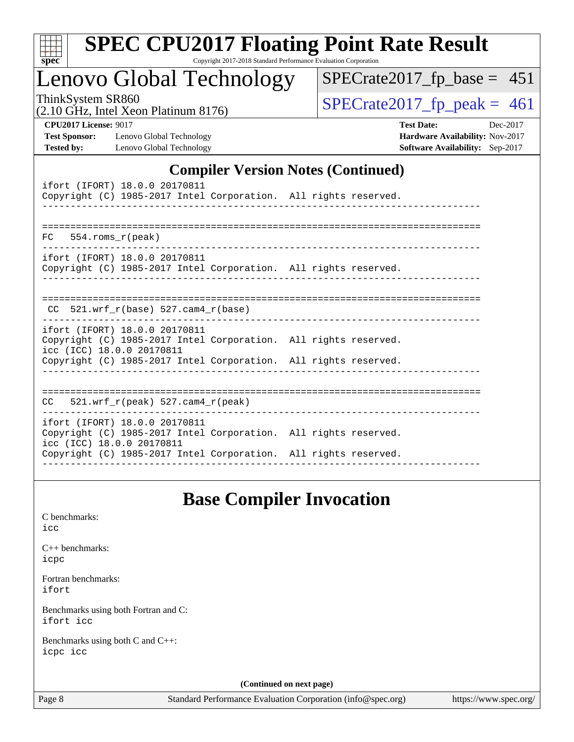## Compiler Version Notes (Continued)

```
ifort (IFORT) 18.0.0 20170811
Copyright (C) 1985-2017 Intel Corporation.  All rights reserved.
------------------------------------------------------------------------------

==============================================================================
FC   554.roms_r(peak)
------------------------------------------------------------------------------
ifort (IFORT) 18.0.0 20170811
Copyright (C) 1985-2017 Intel Corporation.  All rights reserved.
------------------------------------------------------------------------------

==============================================================================
 CC  521.wrf_r(base) 527.cam4_r(base)
------------------------------------------------------------------------------
ifort (IFORT) 18.0.0 20170811
Copyright (C) 1985-2017 Intel Corporation.  All rights reserved.
icc (ICC) 18.0.0 20170811
Copyright (C) 1985-2017 Intel Corporation.  All rights reserved.
------------------------------------------------------------------------------

==============================================================================
CC   521.wrf_r(peak) 527.cam4_r(peak)
------------------------------------------------------------------------------
ifort (IFORT) 18.0.0 20170811
Copyright (C) 1985-2017 Intel Corporation.  All rights reserved.
icc (ICC) 18.0.0 20170811
Copyright (C) 1985-2017 Intel Corporation.  All rights reserved.
------------------------------------------------------------------------------
```

## Base Compiler Invocation

C benchmarks:
icc

C++ benchmarks:
icpc

Fortran benchmarks:
ifort

Benchmarks using both Fortran and C:
ifort icc

Benchmarks using both C and C++:
icpc icc

**(Continued on next page)**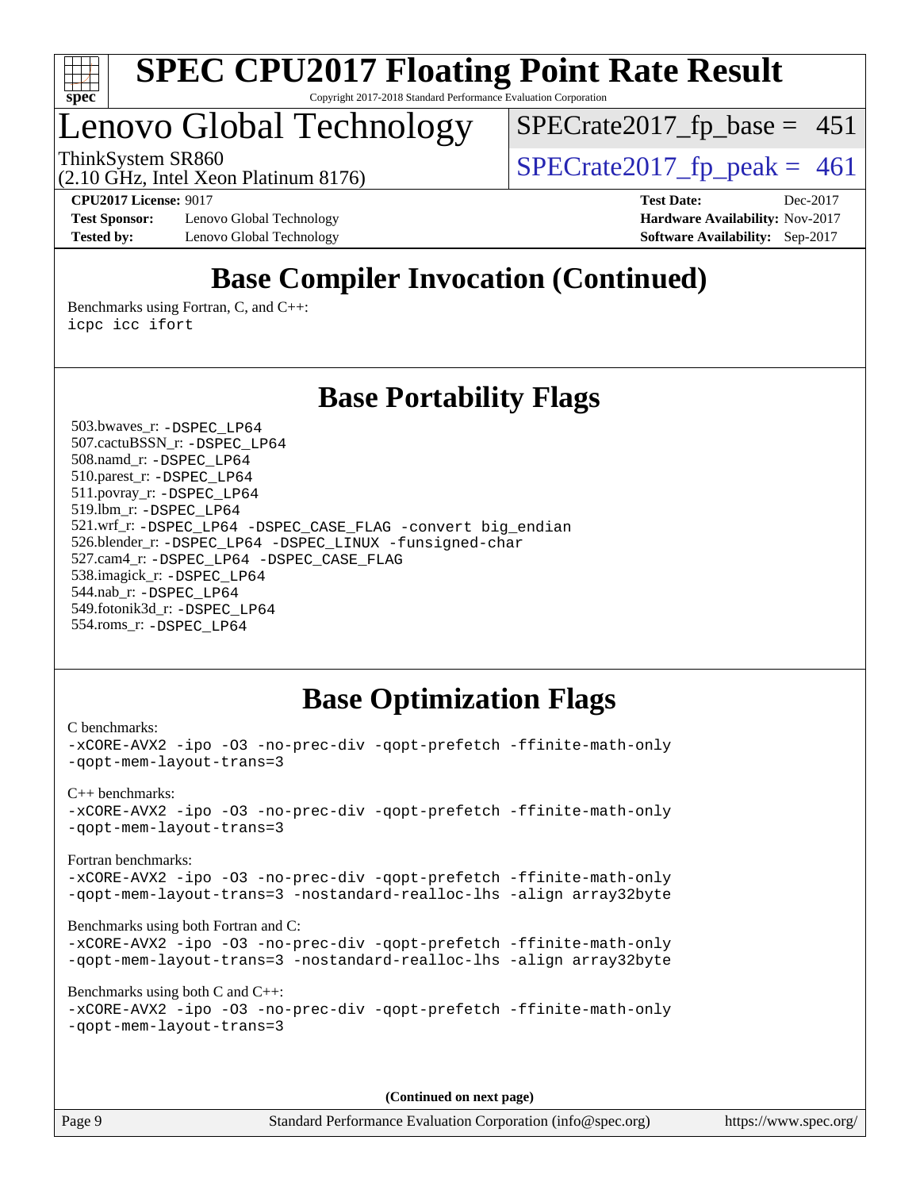## Base Compiler Invocation (Continued)

Benchmarks using Fortran, C, and C++:
icpc icc ifort

## Base Portability Flags

503.bwaves_r: -DSPEC_LP64
507.cactuBSSN_r: -DSPEC_LP64
508.namd_r: -DSPEC_LP64
510.parest_r: -DSPEC_LP64
511.povray_r: -DSPEC_LP64
519.lbm_r: -DSPEC_LP64
521.wrf_r: -DSPEC_LP64 -DSPEC_CASE_FLAG -convert big_endian
526.blender_r: -DSPEC_LP64 -DSPEC_LINUX -funsigned-char
527.cam4_r: -DSPEC_LP64 -DSPEC_CASE_FLAG
538.imagick_r: -DSPEC_LP64
544.nab_r: -DSPEC_LP64
549.fotonik3d_r: -DSPEC_LP64
554.roms_r: -DSPEC_LP64

## Base Optimization Flags

C benchmarks:
-xCORE-AVX2 -ipo -O3 -no-prec-div -qopt-prefetch -ffinite-math-only
-qopt-mem-layout-trans=3

C++ benchmarks:
-xCORE-AVX2 -ipo -O3 -no-prec-div -qopt-prefetch -ffinite-math-only
-qopt-mem-layout-trans=3

Fortran benchmarks:
-xCORE-AVX2 -ipo -O3 -no-prec-div -qopt-prefetch -ffinite-math-only
-qopt-mem-layout-trans=3 -nostandard-realloc-lhs -align array32byte

Benchmarks using both Fortran and C:
-xCORE-AVX2 -ipo -O3 -no-prec-div -qopt-prefetch -ffinite-math-only
-qopt-mem-layout-trans=3 -nostandard-realloc-lhs -align array32byte

Benchmarks using both C and C++:
-xCORE-AVX2 -ipo -O3 -no-prec-div -qopt-prefetch -ffinite-math-only
-qopt-mem-layout-trans=3

**(Continued on next page)**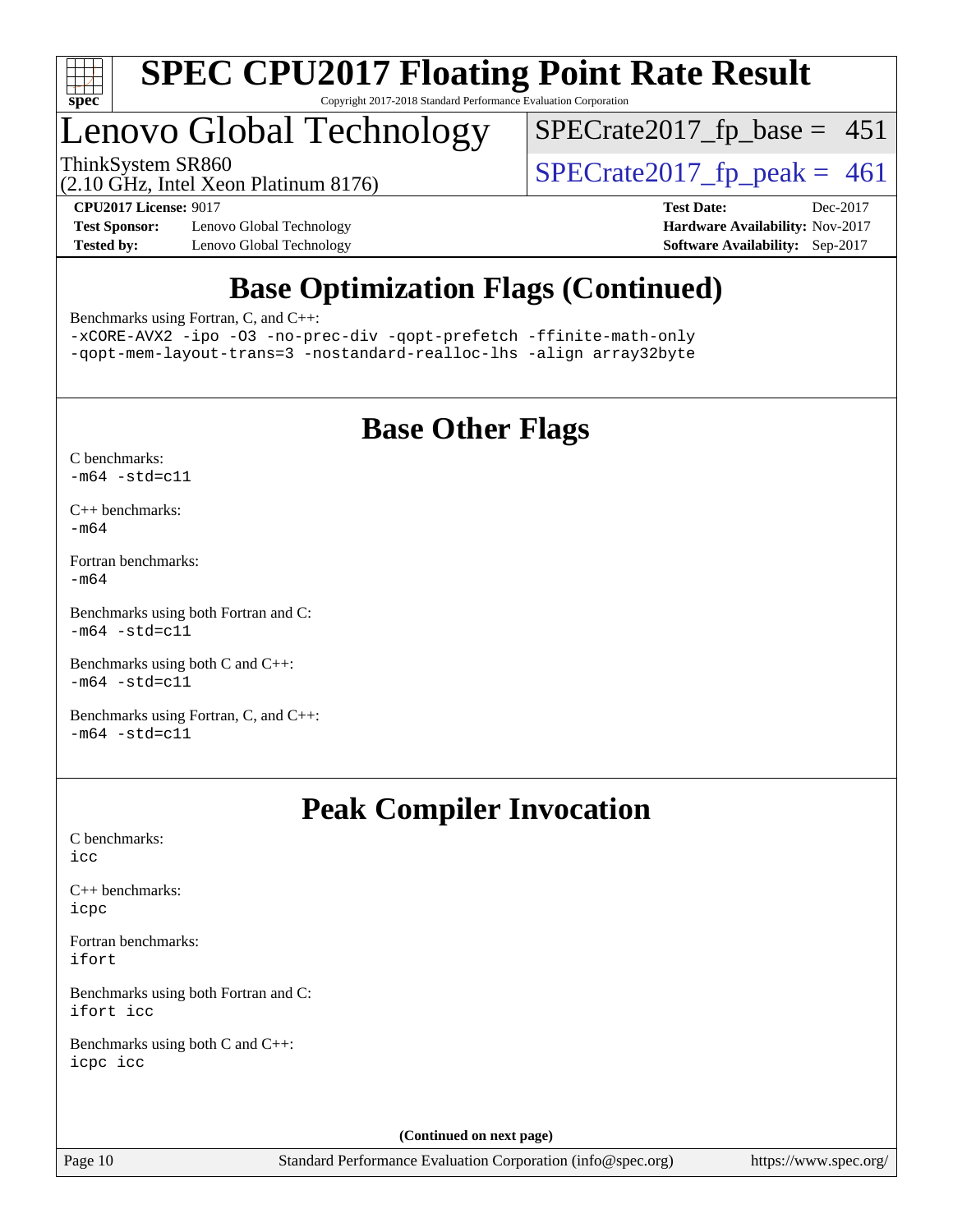# SPEC CPU2017 Floating Point Rate Result

Copyright 2017-2018 Standard Performance Evaluation Corporation

## Lenovo Global Technology

ThinkSystem SR860
(2.10 GHz, Intel Xeon Platinum 8176)

SPECrate2017_fp_base = 451

SPECrate2017_fp_peak = 461

**CPU2017 License:** 9017
**Test Sponsor:** Lenovo Global Technology
**Tested by:** Lenovo Global Technology
**Test Date:** Dec-2017
**Hardware Availability:** Nov-2017
**Software Availability:** Sep-2017

## Base Optimization Flags (Continued)

Benchmarks using Fortran, C, and C++:

```
-xCORE-AVX2 -ipo -O3 -no-prec-div -qopt-prefetch -ffinite-math-only
-qopt-mem-layout-trans=3 -nostandard-realloc-lhs -align array32byte
```

## Base Other Flags

C benchmarks:
`-m64 -std=c11`

C++ benchmarks:
`-m64`

Fortran benchmarks:
`-m64`

Benchmarks using both Fortran and C:
`-m64 -std=c11`

Benchmarks using both C and C++:
`-m64 -std=c11`

Benchmarks using Fortran, C, and C++:
`-m64 -std=c11`

## Peak Compiler Invocation

C benchmarks:
`icc`

C++ benchmarks:
`icpc`

Fortran benchmarks:
`ifort`

Benchmarks using both Fortran and C:
`ifort icc`

Benchmarks using both C and C++:
`icpc icc`

**(Continued on next page)**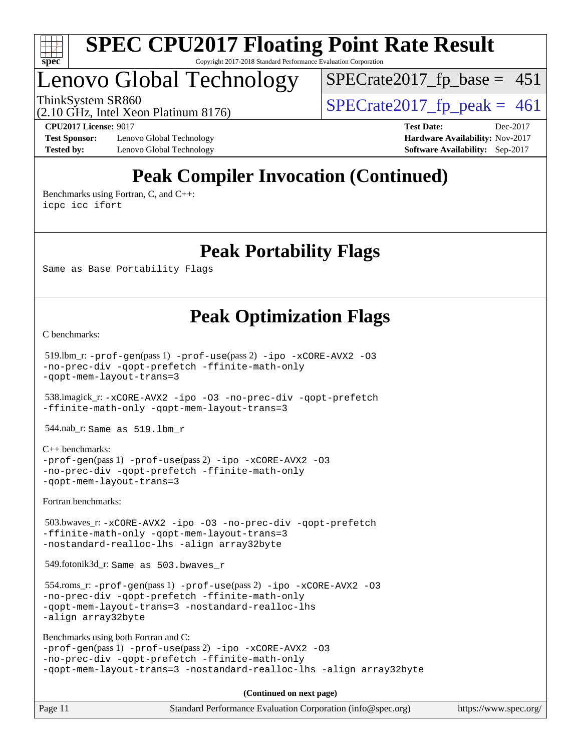# Peak Compiler Invocation (Continued)

Benchmarks using Fortran, C, and C++:

```
icpc icc ifort
```

# Peak Portability Flags

Same as Base Portability Flags

# Peak Optimization Flags

C benchmarks:

519.lbm_r: `-prof-gen`(pass 1) `-prof-use`(pass 2) `-ipo -xCORE-AVX2 -O3 -no-prec-div -qopt-prefetch -ffinite-math-only -qopt-mem-layout-trans=3`

538.imagick_r: `-xCORE-AVX2 -ipo -O3 -no-prec-div -qopt-prefetch -ffinite-math-only -qopt-mem-layout-trans=3`

544.nab_r: Same as 519.lbm_r

C++ benchmarks:

`-prof-gen`(pass 1) `-prof-use`(pass 2) `-ipo -xCORE-AVX2 -O3 -no-prec-div -qopt-prefetch -ffinite-math-only -qopt-mem-layout-trans=3`

Fortran benchmarks:

503.bwaves_r: `-xCORE-AVX2 -ipo -O3 -no-prec-div -qopt-prefetch -ffinite-math-only -qopt-mem-layout-trans=3 -nostandard-realloc-lhs -align array32byte`

549.fotonik3d_r: Same as 503.bwaves_r

554.roms_r: `-prof-gen`(pass 1) `-prof-use`(pass 2) `-ipo -xCORE-AVX2 -O3 -no-prec-div -qopt-prefetch -ffinite-math-only -qopt-mem-layout-trans=3 -nostandard-realloc-lhs -align array32byte`

Benchmarks using both Fortran and C:

`-prof-gen`(pass 1) `-prof-use`(pass 2) `-ipo -xCORE-AVX2 -O3 -no-prec-div -qopt-prefetch -ffinite-math-only -qopt-mem-layout-trans=3 -nostandard-realloc-lhs -align array32byte`

(Continued on next page)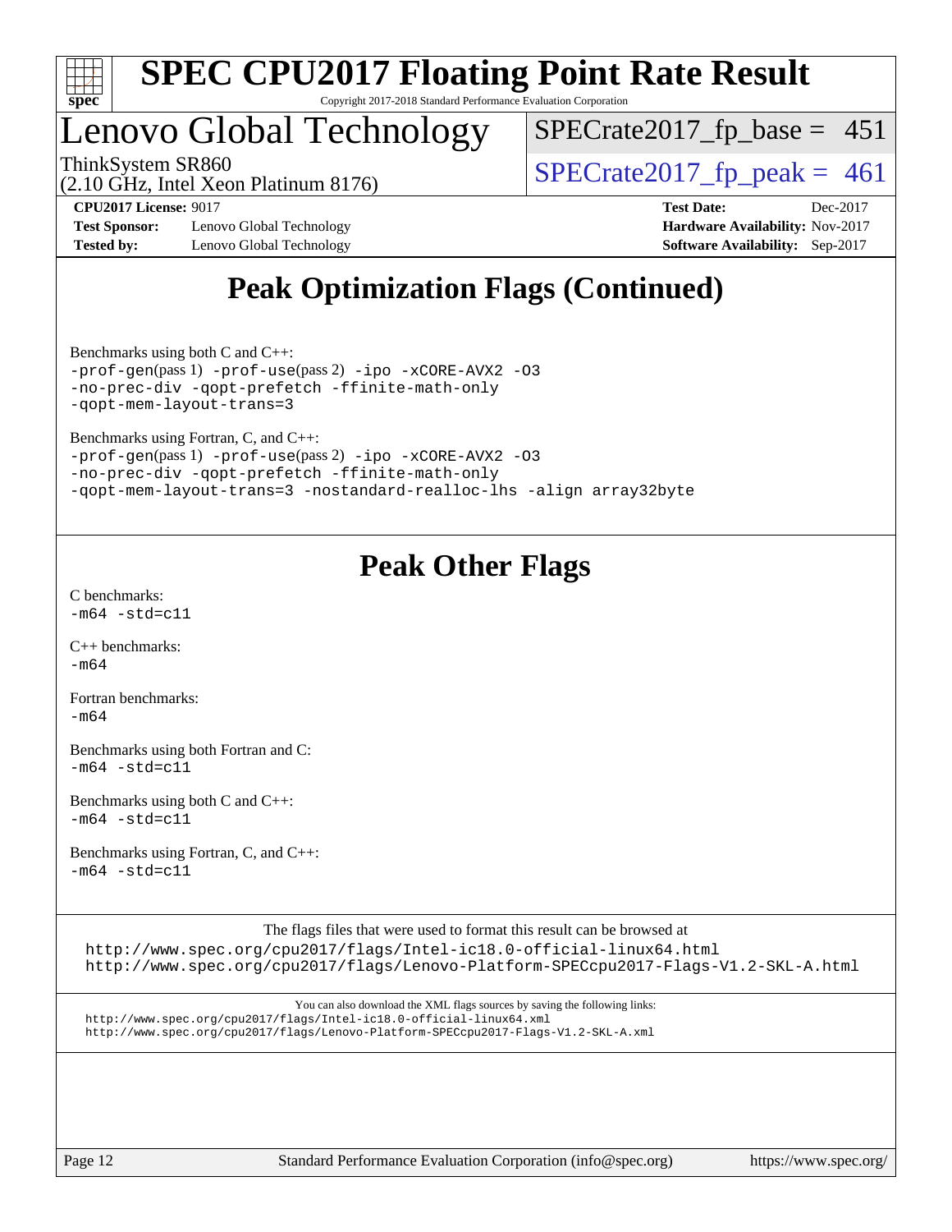# SPEC CPU2017 Floating Point Rate Result

Copyright 2017-2018 Standard Performance Evaluation Corporation

## Lenovo Global Technology

ThinkSystem SR860
(2.10 GHz, Intel Xeon Platinum 8176)

SPECrate2017_fp_base = 451

SPECrate2017_fp_peak = 461

**CPU2017 License:** 9017
**Test Sponsor:** Lenovo Global Technology
**Tested by:** Lenovo Global Technology

**Test Date:** Dec-2017
**Hardware Availability:** Nov-2017
**Software Availability:** Sep-2017

## Peak Optimization Flags (Continued)

Benchmarks using both C and C++:
```
-prof-gen(pass 1) -prof-use(pass 2) -ipo -xCORE-AVX2 -O3
-no-prec-div -qopt-prefetch -ffinite-math-only
-qopt-mem-layout-trans=3
```

Benchmarks using Fortran, C, and C++:
```
-prof-gen(pass 1) -prof-use(pass 2) -ipo -xCORE-AVX2 -O3
-no-prec-div -qopt-prefetch -ffinite-math-only
-qopt-mem-layout-trans=3 -nostandard-realloc-lhs -align array32byte
```

## Peak Other Flags

C benchmarks:
```
-m64 -std=c11
```

C++ benchmarks:
```
-m64
```

Fortran benchmarks:
```
-m64
```

Benchmarks using both Fortran and C:
```
-m64 -std=c11
```

Benchmarks using both C and C++:
```
-m64 -std=c11
```

Benchmarks using Fortran, C, and C++:
```
-m64 -std=c11
```

The flags files that were used to format this result can be browsed at
http://www.spec.org/cpu2017/flags/Intel-ic18.0-official-linux64.html
http://www.spec.org/cpu2017/flags/Lenovo-Platform-SPECcpu2017-Flags-V1.2-SKL-A.html

You can also download the XML flags sources by saving the following links:
http://www.spec.org/cpu2017/flags/Intel-ic18.0-official-linux64.xml
http://www.spec.org/cpu2017/flags/Lenovo-Platform-SPECcpu2017-Flags-V1.2-SKL-A.xml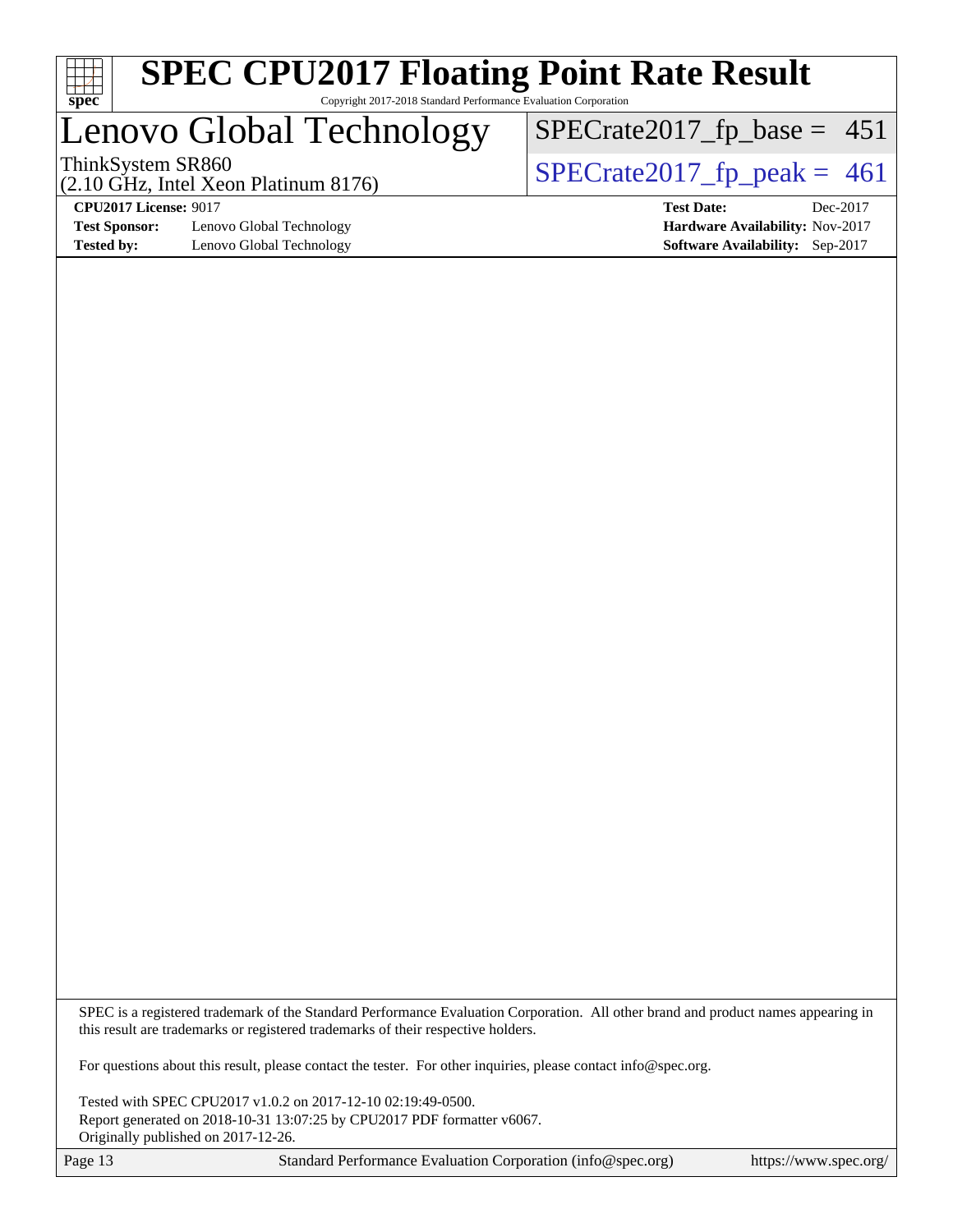SPEC is a registered trademark of the Standard Performance Evaluation Corporation. All other brand and product names appearing in this result are trademarks or registered trademarks of their respective holders.

For questions about this result, please contact the tester. For other inquiries, please contact info@spec.org.

Tested with SPEC CPU2017 v1.0.2 on 2017-12-10 02:19:49-0500.
Report generated on 2018-10-31 13:07:25 by CPU2017 PDF formatter v6067.
Originally published on 2017-12-26.